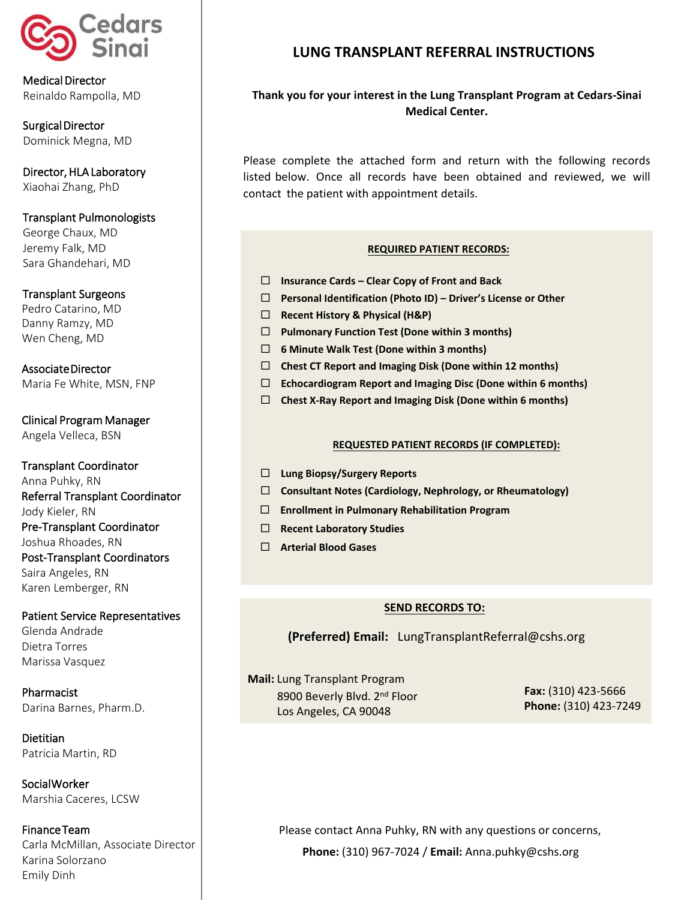Cedars Sinai

**Medical Director**
Reinaldo Rampolla, MD

**Surgical Director**
Dominick Megna, MD

**Director, HLA Laboratory**
Xiaohai Zhang, PhD

**Transplant Pulmonologists**
George Chaux, MD
Jeremy Falk, MD
Sara Ghandehari, MD

**Transplant Surgeons**
Pedro Catarino, MD
Danny Ramzy, MD
Wen Cheng, MD

**Associate Director**
Maria Fe White, MSN, FNP

**Clinical Program Manager**
Angela Velleca, BSN

**Transplant Coordinator**
Anna Puhky, RN

**Referral Transplant Coordinator**
Jody Kieler, RN

**Pre-Transplant Coordinator**
Joshua Rhoades, RN

**Post-Transplant Coordinators**
Saira Angeles, RN
Karen Lemberger, RN

**Patient Service Representatives**
Glenda Andrade
Dietra Torres
Marissa Vasquez

**Pharmacist**
Darina Barnes, Pharm.D.

**Dietitian**
Patricia Martin, RD

**Social Worker**
Marshia Caceres, LCSW

**Finance Team**
Carla McMillan, Associate Director
Karina Solorzano
Emily Dinh

# LUNG TRANSPLANT REFERRAL INSTRUCTIONS

**Thank you for your interest in the Lung Transplant Program at Cedars-Sinai Medical Center.**

Please complete the attached form and return with the following records listed below. Once all records have been obtained and reviewed, we will contact the patient with appointment details.

## REQUIRED PATIENT RECORDS:

- ☐ **Insurance Cards – Clear Copy of Front and Back**
- ☐ **Personal Identification (Photo ID) – Driver's License or Other**
- ☐ **Recent History & Physical (H&P)**
- ☐ **Pulmonary Function Test (Done within 3 months)**
- ☐ **6 Minute Walk Test (Done within 3 months)**
- ☐ **Chest CT Report and Imaging Disk (Done within 12 months)**
- ☐ **Echocardiogram Report and Imaging Disc (Done within 6 months)**
- ☐ **Chest X-Ray Report and Imaging Disk (Done within 6 months)**

## REQUESTED PATIENT RECORDS (IF COMPLETED):

- ☐ **Lung Biopsy/Surgery Reports**
- ☐ **Consultant Notes (Cardiology, Nephrology, or Rheumatology)**
- ☐ **Enrollment in Pulmonary Rehabilitation Program**
- ☐ **Recent Laboratory Studies**
- ☐ **Arterial Blood Gases**

## SEND RECORDS TO:

**(Preferred) Email:** LungTransplantReferral@cshs.org

**Mail:** Lung Transplant Program
8900 Beverly Blvd. 2nd Floor
Los Angeles, CA 90048

**Fax:** (310) 423-5666
**Phone:** (310) 423-7249

Please contact Anna Puhky, RN with any questions or concerns,
**Phone:** (310) 967-7024 / **Email:** Anna.puhky@cshs.org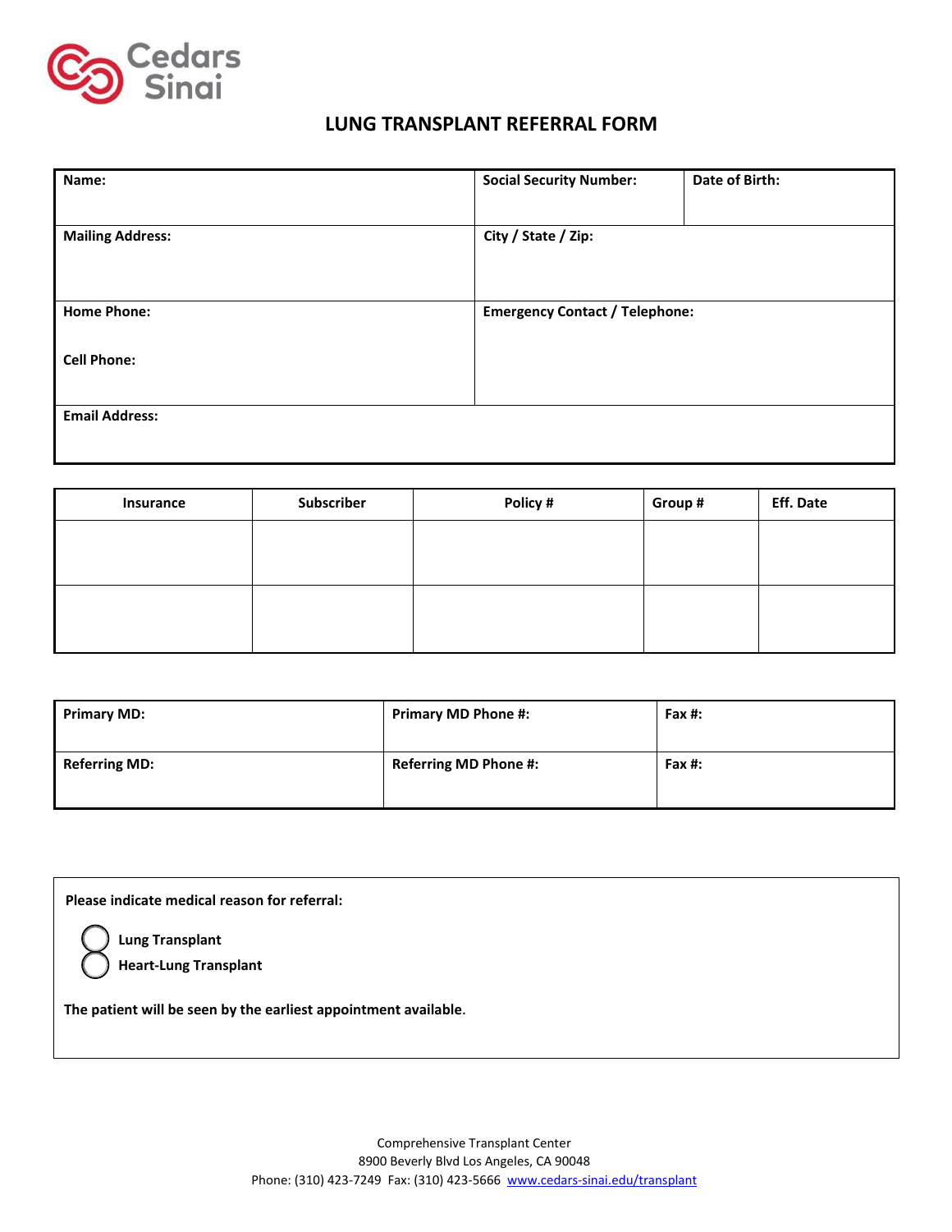Cedars Sinai

# LUNG TRANSPLANT REFERRAL FORM

| | | |
|---|---|---|
| **Name:** | **Social Security Number:** | **Date of Birth:** |
| **Mailing Address:** | **City / State / Zip:** | |
| **Home Phone:**<br><br>**Cell Phone:** | **Emergency Contact / Telephone:** | |
| **Email Address:** | | |

| Insurance | Subscriber | Policy # | Group # | Eff. Date |
|---|---|---|---|---|
| | | | | |
| | | | | |

| | | |
|---|---|---|
| **Primary MD:** | **Primary MD Phone #:** | **Fax #:** |
| **Referring MD:** | **Referring MD Phone #:** | **Fax #:** |

**Please indicate medical reason for referral:**

- ◯ **Lung Transplant**
- ◯ **Heart-Lung Transplant**

**The patient will be seen by the earliest appointment available.**

Comprehensive Transplant Center
8900 Beverly Blvd Los Angeles, CA 90048
Phone: (310) 423-7249 Fax: (310) 423-5666 www.cedars-sinai.edu/transplant